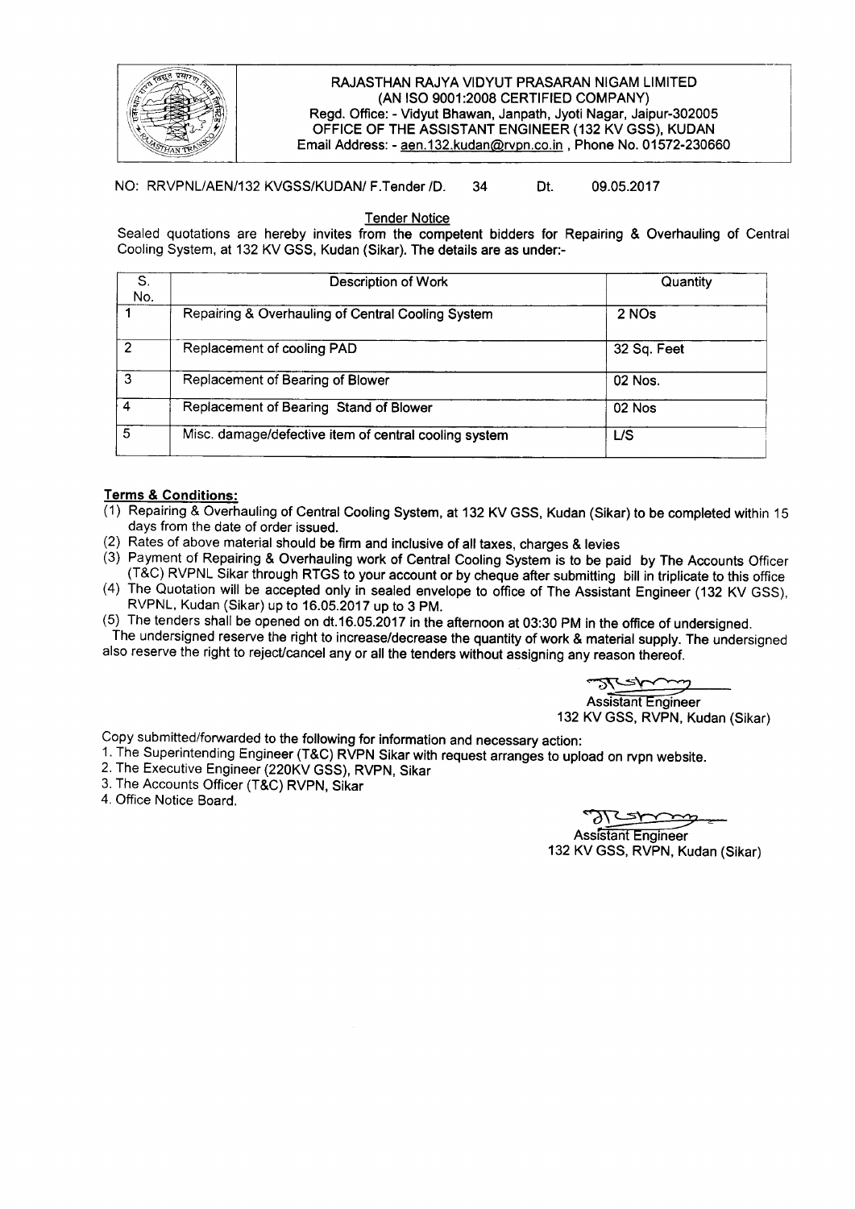RAJASTHAN RAJYA VIDYUT PRASARAN NIGAM LIMITED
(AN ISO 9001:2008 CERTIFIED COMPANY)
Regd. Office: - Vidyut Bhawan, Janpath, Jyoti Nagar, Jaipur-302005
OFFICE OF THE ASSISTANT ENGINEER (132 KV GSS), KUDAN
Email Address: - aen.132.kudan@rvpn.co.in , Phone No. 01572-230660

NO: RRVPNL/AEN/132 KVGSS/KUDAN/ F.Tender /D. 34 Dt. 09.05.2017

## Tender Notice

Sealed quotations are hereby invites from the competent bidders for Repairing & Overhauling of Central Cooling System, at 132 KV GSS, Kudan (Sikar). The details are as under:-

| S. No. | Description of Work | Quantity |
|---|---|---|
| 1 | Repairing & Overhauling of Central Cooling System | 2 NOs |
| 2 | Replacement of cooling PAD | 32 Sq. Feet |
| 3 | Replacement of Bearing of Blower | 02 Nos. |
| 4 | Replacement of Bearing Stand of Blower | 02 Nos |
| 5 | Misc. damage/defective item of central cooling system | L/S |

**Terms & Conditions:**

(1) Repairing & Overhauling of Central Cooling System, at 132 KV GSS, Kudan (Sikar) to be completed within 15 days from the date of order issued.
(2) Rates of above material should be firm and inclusive of all taxes, charges & levies
(3) Payment of Repairing & Overhauling work of Central Cooling System is to be paid by The Accounts Officer (T&C) RVPNL Sikar through RTGS to your account or by cheque after submitting bill in triplicate to this office
(4) The Quotation will be accepted only in sealed envelope to office of The Assistant Engineer (132 KV GSS), RVPNL, Kudan (Sikar) up to 16.05.2017 up to 3 PM.
(5) The tenders shall be opened on dt.16.05.2017 in the afternoon at 03:30 PM in the office of undersigned.

The undersigned reserve the right to increase/decrease the quantity of work & material supply. The undersigned also reserve the right to reject/cancel any or all the tenders without assigning any reason thereof.

Assistant Engineer
132 KV GSS, RVPN, Kudan (Sikar)

Copy submitted/forwarded to the following for information and necessary action:

1. The Superintending Engineer (T&C) RVPN Sikar with request arranges to upload on rvpn website.
2. The Executive Engineer (220KV GSS), RVPN, Sikar
3. The Accounts Officer (T&C) RVPN, Sikar
4. Office Notice Board.

Assistant Engineer
132 KV GSS, RVPN, Kudan (Sikar)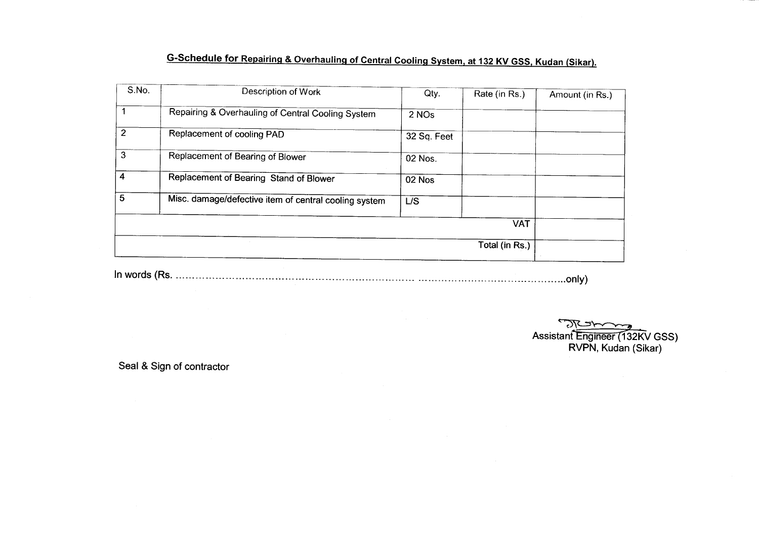## G-Schedule for Repairing & Overhauling of Central Cooling System, at 132 KV GSS, Kudan (Sikar).

| S.No. | Description of Work | Qty. | Rate (in Rs.) | Amount (in Rs.) |
|---|---|---|---|---|
| 1 | Repairing & Overhauling of Central Cooling System | 2 NOs | | |
| 2 | Replacement of cooling PAD | 32 Sq. Feet | | |
| 3 | Replacement of Bearing of Blower | 02 Nos. | | |
| 4 | Replacement of Bearing Stand of Blower | 02 Nos | | |
| 5 | Misc. damage/defective item of central cooling system | L/S | | |
| | | | VAT | |
| | | | Total (in Rs.) | |

In words (Rs. ………………………………………………………………… ……………………………………..only)

Assistant Engineer (132KV GSS)
RVPN, Kudan (Sikar)

Seal & Sign of contractor